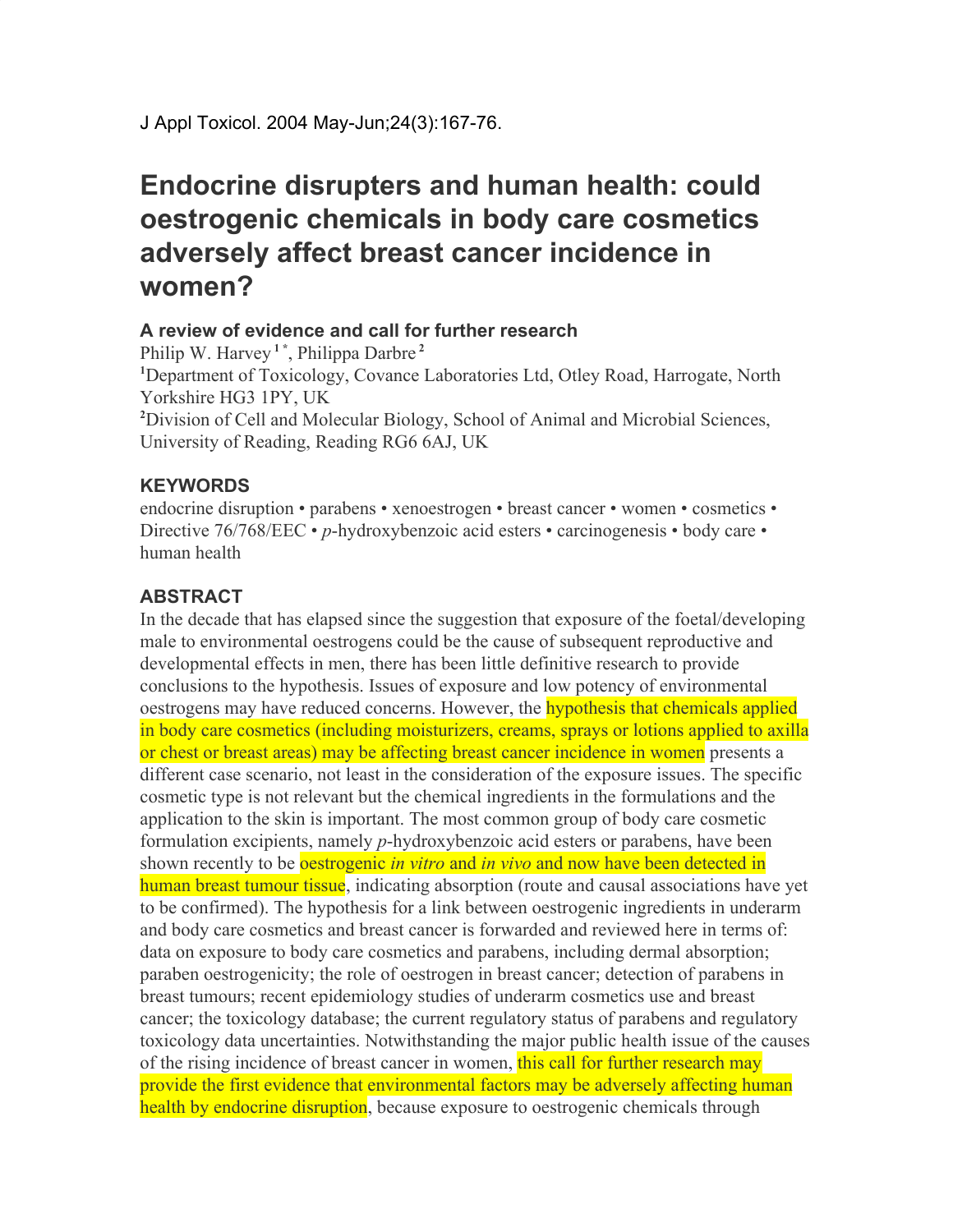J Appl Toxicol. 2004 May-Jun;24(3):167-76.

# Endocrine disrupters and human health: could oestrogenic chemicals in body care cosmetics adversely affect breast cancer incidence in women?

### A review of evidence and call for further research

Philip W. Harvey [1*], Philippa Darbre [2]

[1]Department of Toxicology, Covance Laboratories Ltd, Otley Road, Harrogate, North Yorkshire HG3 1PY, UK

[2]Division of Cell and Molecular Biology, School of Animal and Microbial Sciences, University of Reading, Reading RG6 6AJ, UK

### KEYWORDS

endocrine disruption • parabens • xenoestrogen • breast cancer • women • cosmetics • Directive 76/768/EEC • *p*-hydroxybenzoic acid esters • carcinogenesis • body care • human health

### ABSTRACT

In the decade that has elapsed since the suggestion that exposure of the foetal/developing male to environmental oestrogens could be the cause of subsequent reproductive and developmental effects in men, there has been little definitive research to provide conclusions to the hypothesis. Issues of exposure and low potency of environmental oestrogens may have reduced concerns. However, the hypothesis that chemicals applied in body care cosmetics (including moisturizers, creams, sprays or lotions applied to axilla or chest or breast areas) may be affecting breast cancer incidence in women presents a different case scenario, not least in the consideration of the exposure issues. The specific cosmetic type is not relevant but the chemical ingredients in the formulations and the application to the skin is important. The most common group of body care cosmetic formulation excipients, namely *p*-hydroxybenzoic acid esters or parabens, have been shown recently to be oestrogenic *in vitro* and *in vivo* and now have been detected in human breast tumour tissue, indicating absorption (route and causal associations have yet to be confirmed). The hypothesis for a link between oestrogenic ingredients in underarm and body care cosmetics and breast cancer is forwarded and reviewed here in terms of: data on exposure to body care cosmetics and parabens, including dermal absorption; paraben oestrogenicity; the role of oestrogen in breast cancer; detection of parabens in breast tumours; recent epidemiology studies of underarm cosmetics use and breast cancer; the toxicology database; the current regulatory status of parabens and regulatory toxicology data uncertainties. Notwithstanding the major public health issue of the causes of the rising incidence of breast cancer in women, this call for further research may provide the first evidence that environmental factors may be adversely affecting human health by endocrine disruption, because exposure to oestrogenic chemicals through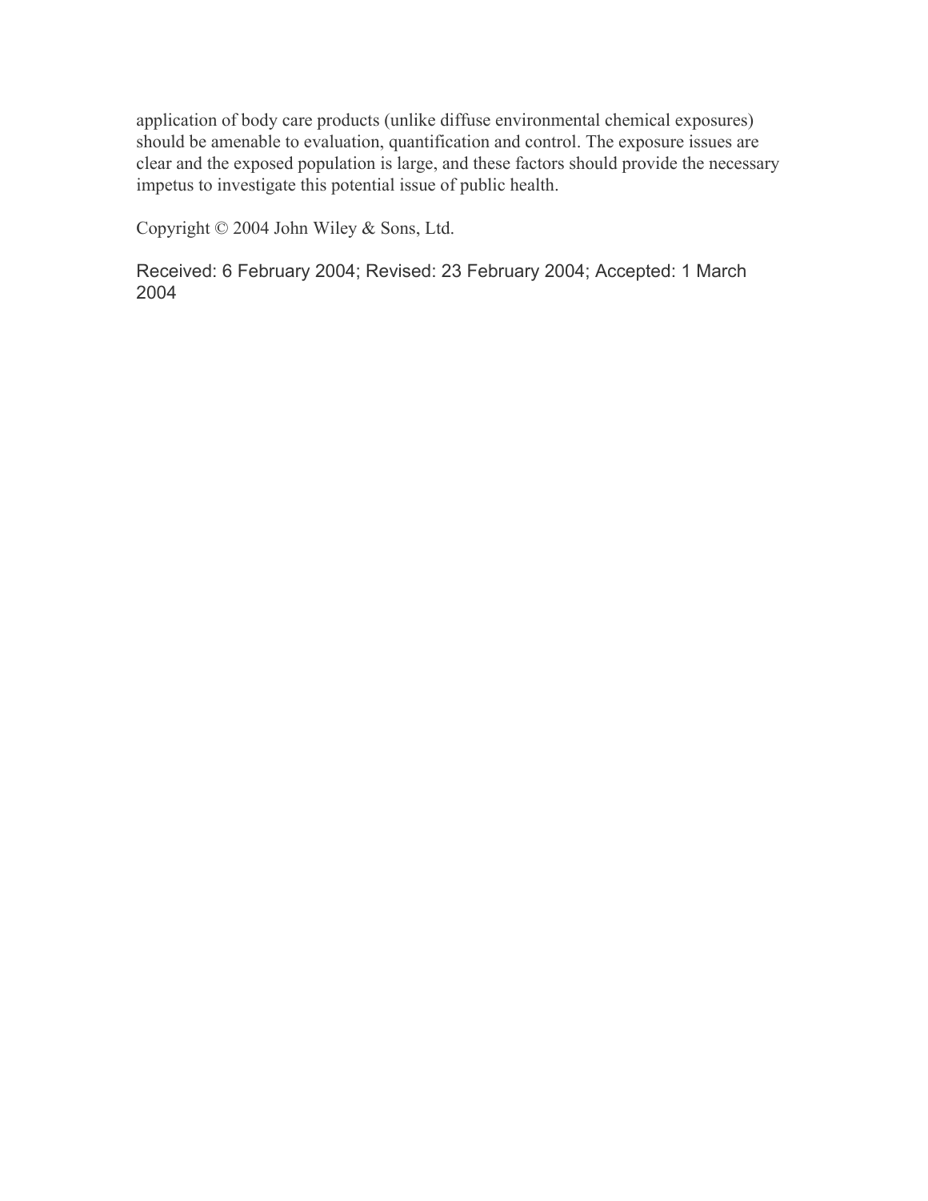application of body care products (unlike diffuse environmental chemical exposures) should be amenable to evaluation, quantification and control. The exposure issues are clear and the exposed population is large, and these factors should provide the necessary impetus to investigate this potential issue of public health.

Copyright © 2004 John Wiley & Sons, Ltd.

Received: 6 February 2004; Revised: 23 February 2004; Accepted: 1 March 2004